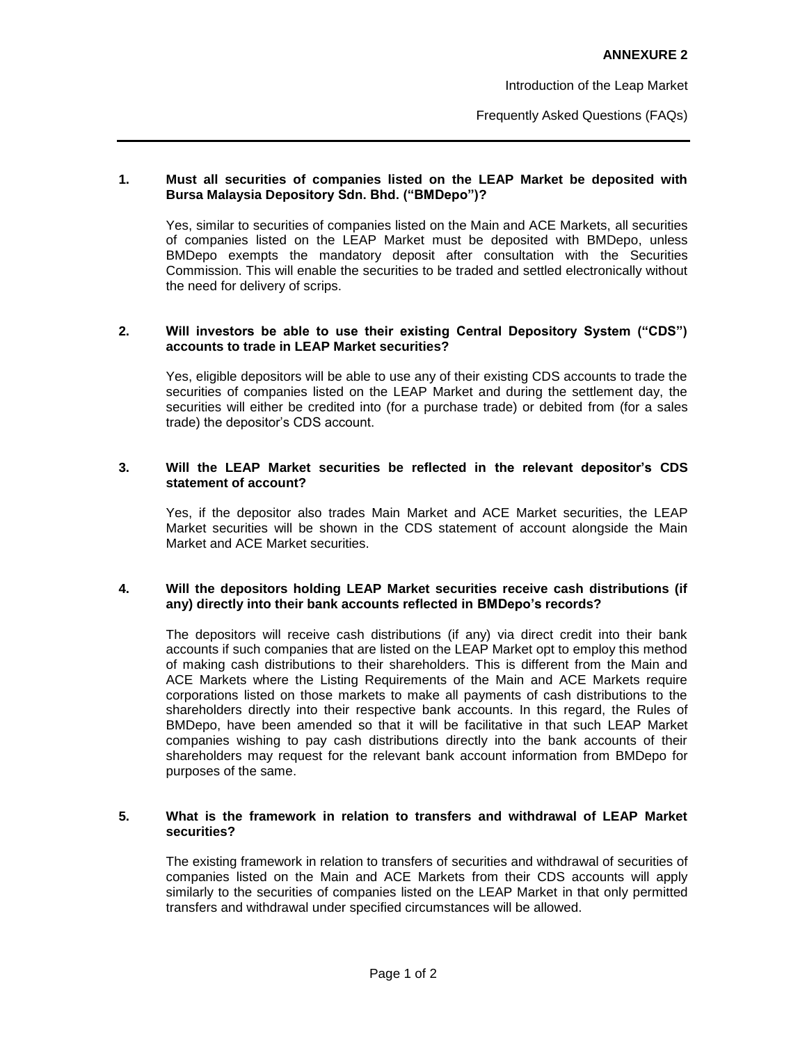**ANNEXURE 2**

Introduction of the Leap Market

Frequently Asked Questions (FAQs)

---

**1. Must all securities of companies listed on the LEAP Market be deposited with Bursa Malaysia Depository Sdn. Bhd. ("BMDepo")?**

Yes, similar to securities of companies listed on the Main and ACE Markets, all securities of companies listed on the LEAP Market must be deposited with BMDepo, unless BMDepo exempts the mandatory deposit after consultation with the Securities Commission. This will enable the securities to be traded and settled electronically without the need for delivery of scrips.

**2. Will investors be able to use their existing Central Depository System ("CDS") accounts to trade in LEAP Market securities?**

Yes, eligible depositors will be able to use any of their existing CDS accounts to trade the securities of companies listed on the LEAP Market and during the settlement day, the securities will either be credited into (for a purchase trade) or debited from (for a sales trade) the depositor's CDS account.

**3. Will the LEAP Market securities be reflected in the relevant depositor's CDS statement of account?**

Yes, if the depositor also trades Main Market and ACE Market securities, the LEAP Market securities will be shown in the CDS statement of account alongside the Main Market and ACE Market securities.

**4. Will the depositors holding LEAP Market securities receive cash distributions (if any) directly into their bank accounts reflected in BMDepo's records?**

The depositors will receive cash distributions (if any) via direct credit into their bank accounts if such companies that are listed on the LEAP Market opt to employ this method of making cash distributions to their shareholders. This is different from the Main and ACE Markets where the Listing Requirements of the Main and ACE Markets require corporations listed on those markets to make all payments of cash distributions to the shareholders directly into their respective bank accounts. In this regard, the Rules of BMDepo, have been amended so that it will be facilitative in that such LEAP Market companies wishing to pay cash distributions directly into the bank accounts of their shareholders may request for the relevant bank account information from BMDepo for purposes of the same.

**5. What is the framework in relation to transfers and withdrawal of LEAP Market securities?**

The existing framework in relation to transfers of securities and withdrawal of securities of companies listed on the Main and ACE Markets from their CDS accounts will apply similarly to the securities of companies listed on the LEAP Market in that only permitted transfers and withdrawal under specified circumstances will be allowed.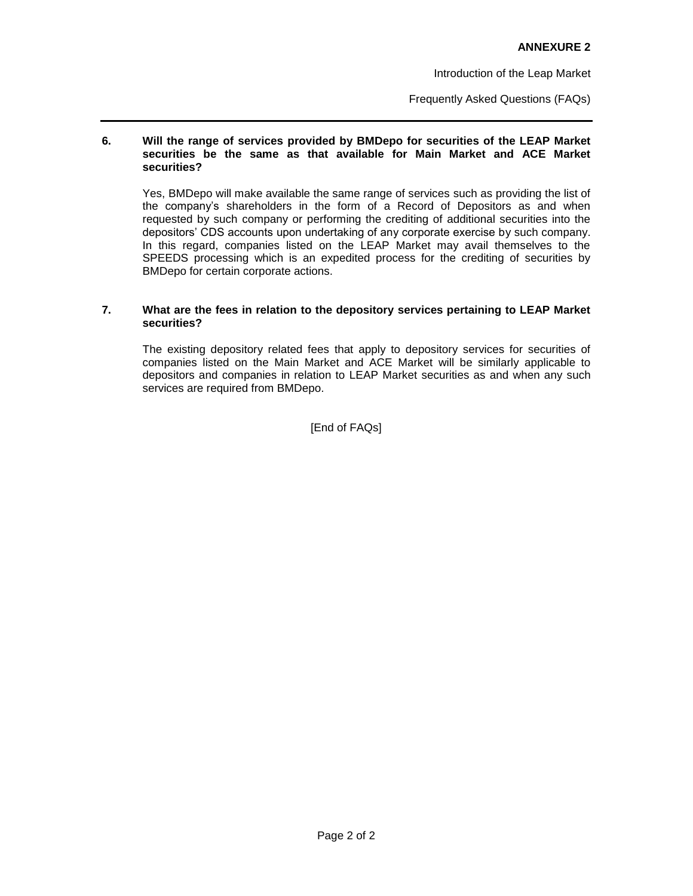**6. Will the range of services provided by BMDepo for securities of the LEAP Market securities be the same as that available for Main Market and ACE Market securities?**

Yes, BMDepo will make available the same range of services such as providing the list of the company's shareholders in the form of a Record of Depositors as and when requested by such company or performing the crediting of additional securities into the depositors' CDS accounts upon undertaking of any corporate exercise by such company. In this regard, companies listed on the LEAP Market may avail themselves to the SPEEDS processing which is an expedited process for the crediting of securities by BMDepo for certain corporate actions.

**7. What are the fees in relation to the depository services pertaining to LEAP Market securities?**

The existing depository related fees that apply to depository services for securities of companies listed on the Main Market and ACE Market will be similarly applicable to depositors and companies in relation to LEAP Market securities as and when any such services are required from BMDepo.

[End of FAQs]